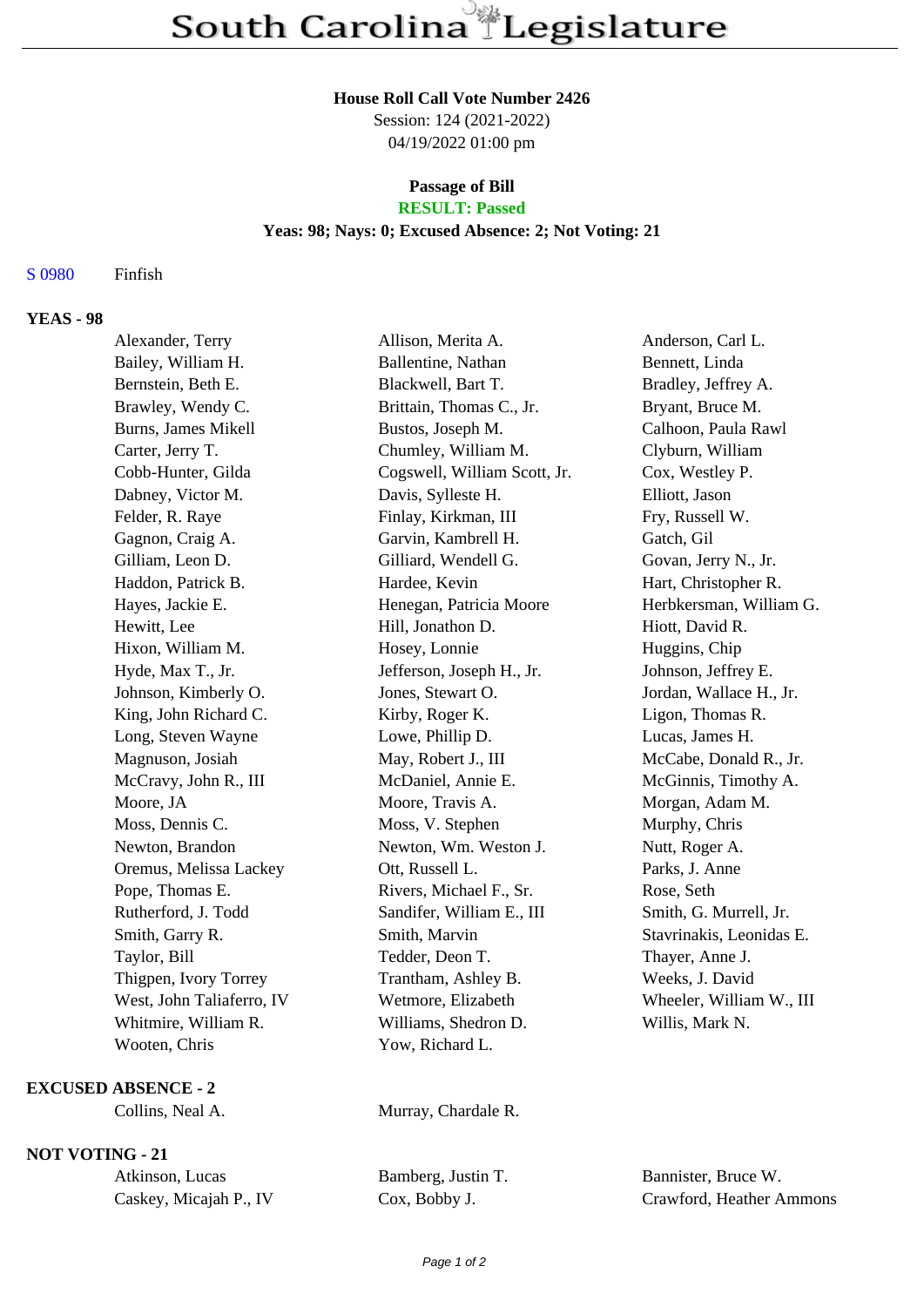# South Carolina Legislature

**House Roll Call Vote Number 2426**
Session: 124 (2021-2022)
04/19/2022 01:00 pm

**Passage of Bill**
**RESULT: Passed**
**Yeas: 98; Nays: 0; Excused Absence: 2; Not Voting: 21**

S 0980 Finfish

## YEAS - 98

| | | |
|---|---|---|
| Alexander, Terry | Allison, Merita A. | Anderson, Carl L. |
| Bailey, William H. | Ballentine, Nathan | Bennett, Linda |
| Bernstein, Beth E. | Blackwell, Bart T. | Bradley, Jeffrey A. |
| Brawley, Wendy C. | Brittain, Thomas C., Jr. | Bryant, Bruce M. |
| Burns, James Mikell | Bustos, Joseph M. | Calhoon, Paula Rawl |
| Carter, Jerry T. | Chumley, William M. | Clyburn, William |
| Cobb-Hunter, Gilda | Cogswell, William Scott, Jr. | Cox, Westley P. |
| Dabney, Victor M. | Davis, Sylleste H. | Elliott, Jason |
| Felder, R. Raye | Finlay, Kirkman, III | Fry, Russell W. |
| Gagnon, Craig A. | Garvin, Kambrell H. | Gatch, Gil |
| Gilliam, Leon D. | Gilliard, Wendell G. | Govan, Jerry N., Jr. |
| Haddon, Patrick B. | Hardee, Kevin | Hart, Christopher R. |
| Hayes, Jackie E. | Henegan, Patricia Moore | Herbkersman, William G. |
| Hewitt, Lee | Hill, Jonathon D. | Hiott, David R. |
| Hixon, William M. | Hosey, Lonnie | Huggins, Chip |
| Hyde, Max T., Jr. | Jefferson, Joseph H., Jr. | Johnson, Jeffrey E. |
| Johnson, Kimberly O. | Jones, Stewart O. | Jordan, Wallace H., Jr. |
| King, John Richard C. | Kirby, Roger K. | Ligon, Thomas R. |
| Long, Steven Wayne | Lowe, Phillip D. | Lucas, James H. |
| Magnuson, Josiah | May, Robert J., III | McCabe, Donald R., Jr. |
| McCravy, John R., III | McDaniel, Annie E. | McGinnis, Timothy A. |
| Moore, JA | Moore, Travis A. | Morgan, Adam M. |
| Moss, Dennis C. | Moss, V. Stephen | Murphy, Chris |
| Newton, Brandon | Newton, Wm. Weston J. | Nutt, Roger A. |
| Oremus, Melissa Lackey | Ott, Russell L. | Parks, J. Anne |
| Pope, Thomas E. | Rivers, Michael F., Sr. | Rose, Seth |
| Rutherford, J. Todd | Sandifer, William E., III | Smith, G. Murrell, Jr. |
| Smith, Garry R. | Smith, Marvin | Stavrinakis, Leonidas E. |
| Taylor, Bill | Tedder, Deon T. | Thayer, Anne J. |
| Thigpen, Ivory Torrey | Trantham, Ashley B. | Weeks, J. David |
| West, John Taliaferro, IV | Wetmore, Elizabeth | Wheeler, William W., III |
| Whitmire, William R. | Williams, Shedron D. | Willis, Mark N. |
| Wooten, Chris | Yow, Richard L. | |

## EXCUSED ABSENCE - 2

| | |
|---|---|
| Collins, Neal A. | Murray, Chardale R. |

## NOT VOTING - 21

| | | |
|---|---|---|
| Atkinson, Lucas | Bamberg, Justin T. | Bannister, Bruce W. |
| Caskey, Micajah P., IV | Cox, Bobby J. | Crawford, Heather Ammons |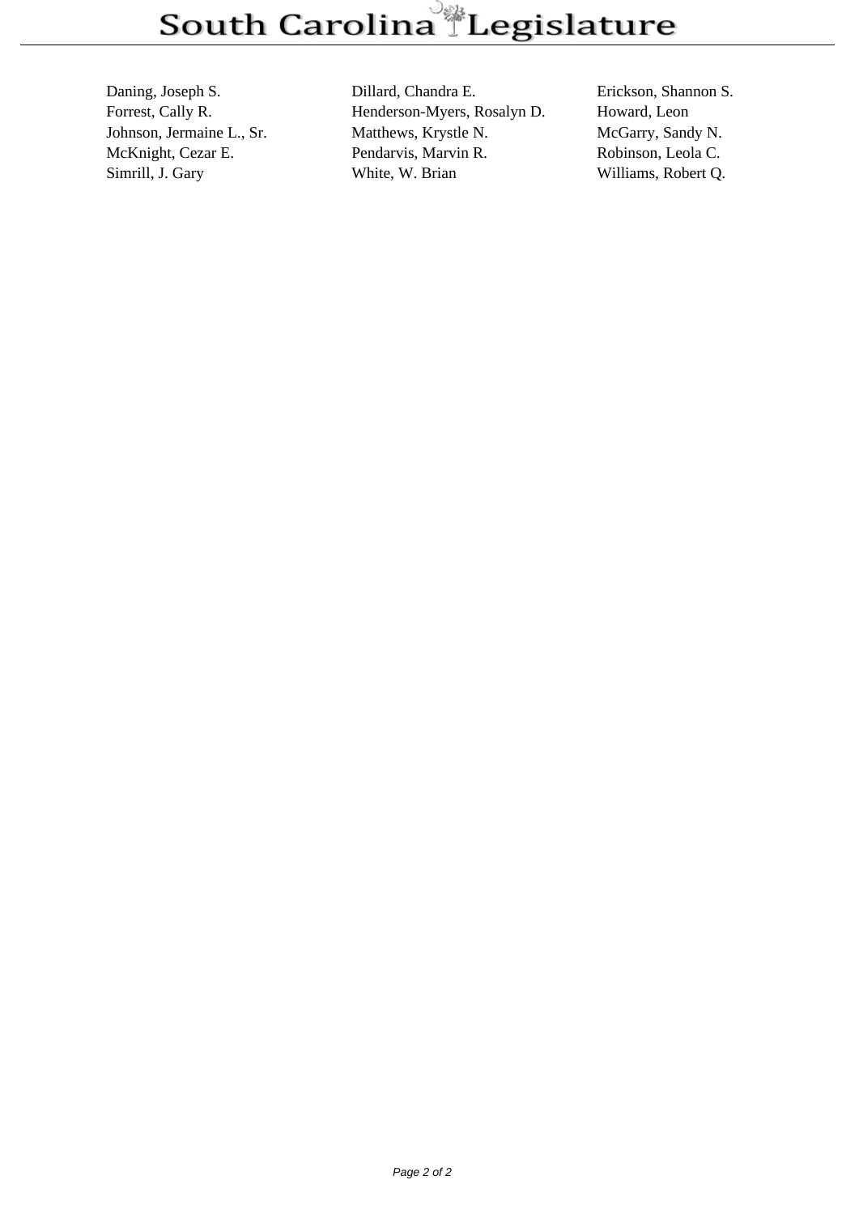Daning, Joseph S.
Dillard, Chandra E.
Erickson, Shannon S.
Forrest, Cally R.
Henderson-Myers, Rosalyn D.
Howard, Leon
Johnson, Jermaine L., Sr.
Matthews, Krystle N.
McGarry, Sandy N.
McKnight, Cezar E.
Pendarvis, Marvin R.
Robinson, Leola C.
Simrill, J. Gary
White, W. Brian
Williams, Robert Q.